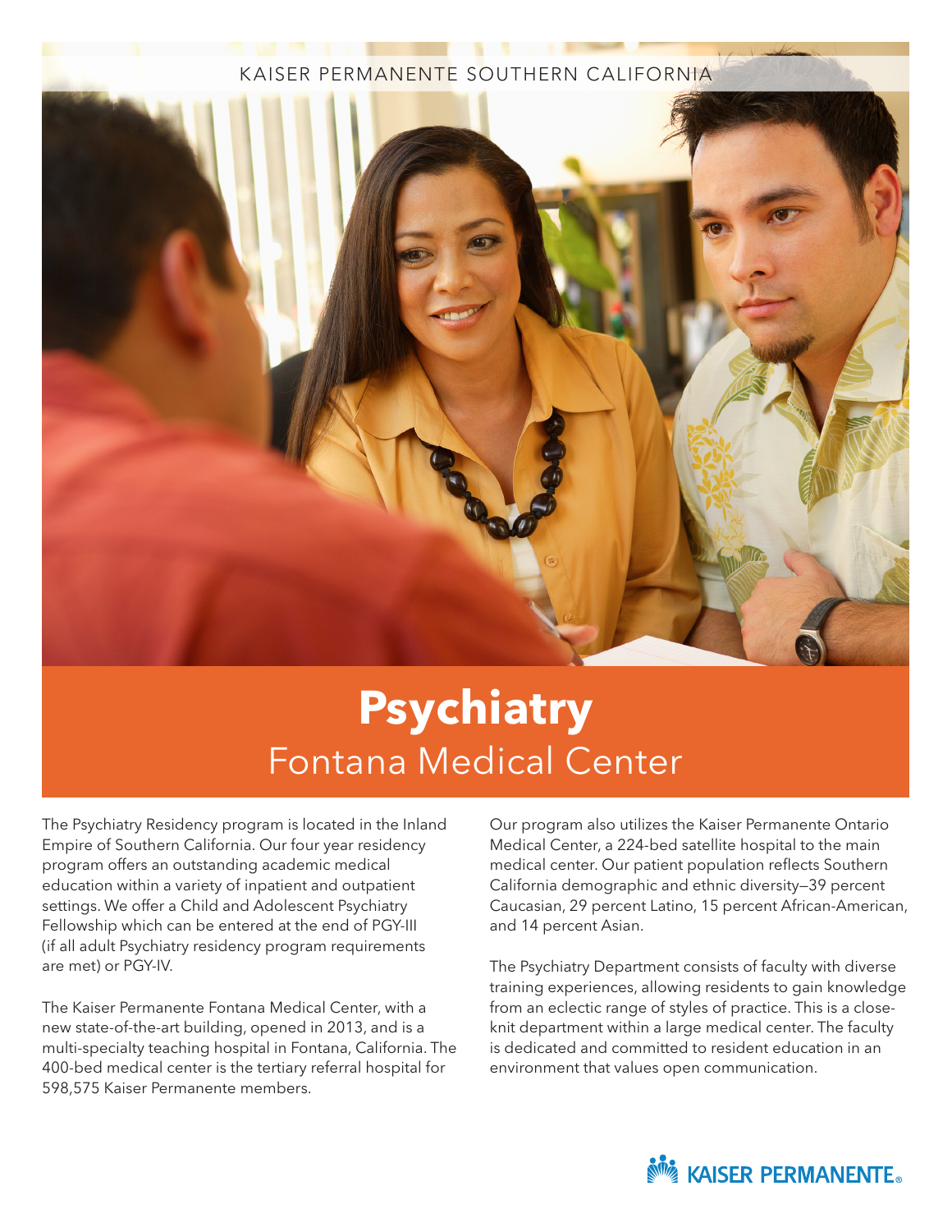KAISER PERMANENTE SOUTHERN CALIFORNIA

# Psychiatry

## Fontana Medical Center

The Psychiatry Residency program is located in the Inland Empire of Southern California. Our four year residency program offers an outstanding academic medical education within a variety of inpatient and outpatient settings. We offer a Child and Adolescent Psychiatry Fellowship which can be entered at the end of PGY-III (if all adult Psychiatry residency program requirements are met) or PGY-IV.

The Kaiser Permanente Fontana Medical Center, with a new state-of-the-art building, opened in 2013, and is a multi-specialty teaching hospital in Fontana, California. The 400-bed medical center is the tertiary referral hospital for 598,575 Kaiser Permanente members.

Our program also utilizes the Kaiser Permanente Ontario Medical Center, a 224-bed satellite hospital to the main medical center. Our patient population reflects Southern California demographic and ethnic diversity—39 percent Caucasian, 29 percent Latino, 15 percent African-American, and 14 percent Asian.

The Psychiatry Department consists of faculty with diverse training experiences, allowing residents to gain knowledge from an eclectic range of styles of practice. This is a close-knit department within a large medical center. The faculty is dedicated and committed to resident education in an environment that values open communication.

KAISER PERMANENTE®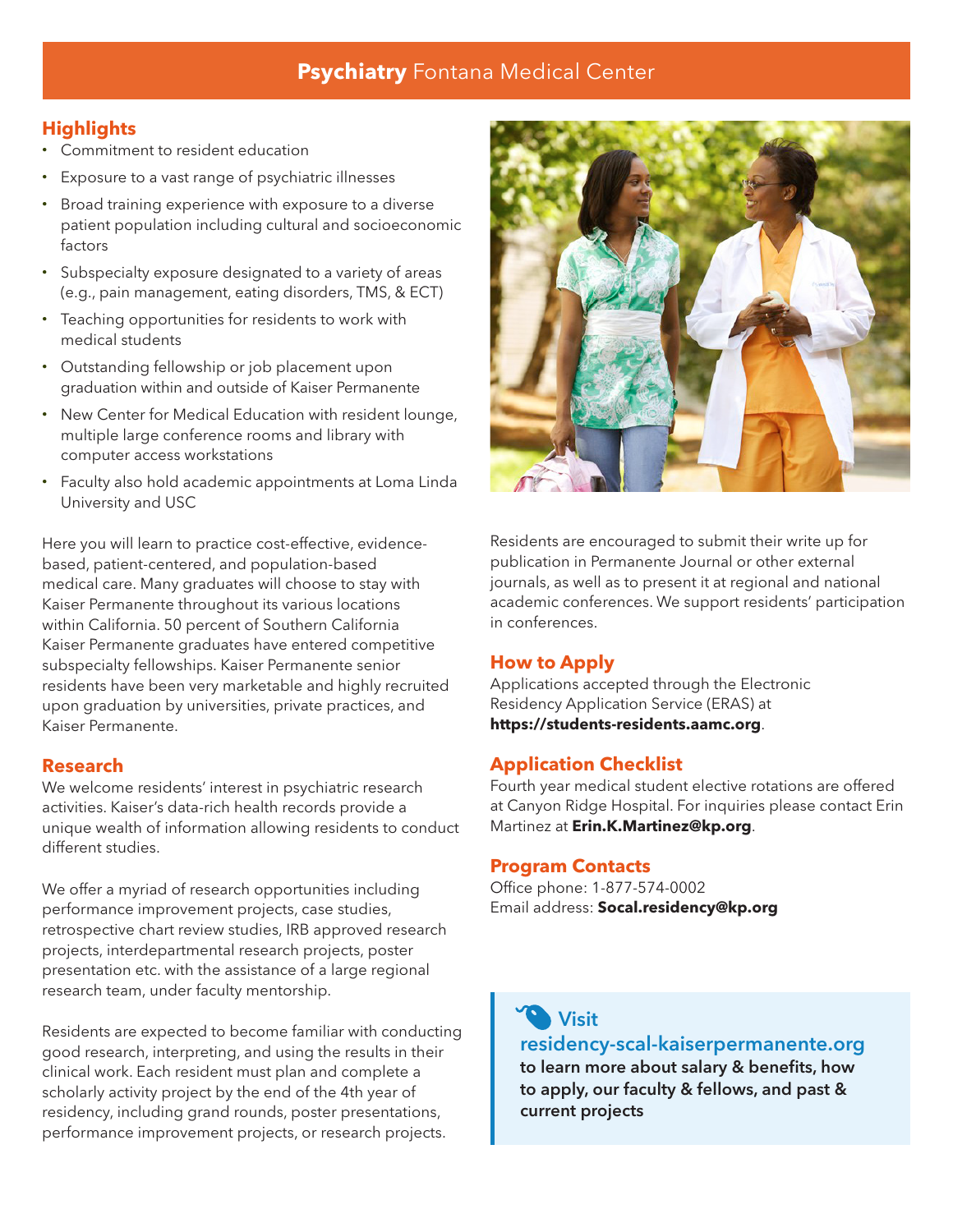# **Psychiatry** Fontana Medical Center

## Highlights

- Commitment to resident education
- Exposure to a vast range of psychiatric illnesses
- Broad training experience with exposure to a diverse patient population including cultural and socioeconomic factors
- Subspecialty exposure designated to a variety of areas (e.g., pain management, eating disorders, TMS, & ECT)
- Teaching opportunities for residents to work with medical students
- Outstanding fellowship or job placement upon graduation within and outside of Kaiser Permanente
- New Center for Medical Education with resident lounge, multiple large conference rooms and library with computer access workstations
- Faculty also hold academic appointments at Loma Linda University and USC

Here you will learn to practice cost-effective, evidence-based, patient-centered, and population-based medical care. Many graduates will choose to stay with Kaiser Permanente throughout its various locations within California. 50 percent of Southern California Kaiser Permanente graduates have entered competitive subspecialty fellowships. Kaiser Permanente senior residents have been very marketable and highly recruited upon graduation by universities, private practices, and Kaiser Permanente.

## Research

We welcome residents' interest in psychiatric research activities. Kaiser's data-rich health records provide a unique wealth of information allowing residents to conduct different studies.

We offer a myriad of research opportunities including performance improvement projects, case studies, retrospective chart review studies, IRB approved research projects, interdepartmental research projects, poster presentation etc. with the assistance of a large regional research team, under faculty mentorship.

Residents are expected to become familiar with conducting good research, interpreting, and using the results in their clinical work. Each resident must plan and complete a scholarly activity project by the end of the 4th year of residency, including grand rounds, poster presentations, performance improvement projects, or research projects.

Residents are encouraged to submit their write up for publication in Permanente Journal or other external journals, as well as to present it at regional and national academic conferences. We support residents' participation in conferences.

## How to Apply

Applications accepted through the Electronic Residency Application Service (ERAS) at **https://students-residents.aamc.org**.

## Application Checklist

Fourth year medical student elective rotations are offered at Canyon Ridge Hospital. For inquiries please contact Erin Martinez at **Erin.K.Martinez@kp.org**.

## Program Contacts

Office phone: 1-877-574-0002
Email address: **Socal.residency@kp.org**

**Visit**
**residency-scal-kaiserpermanente.org**
**to learn more about salary & benefits, how to apply, our faculty & fellows, and past & current projects**